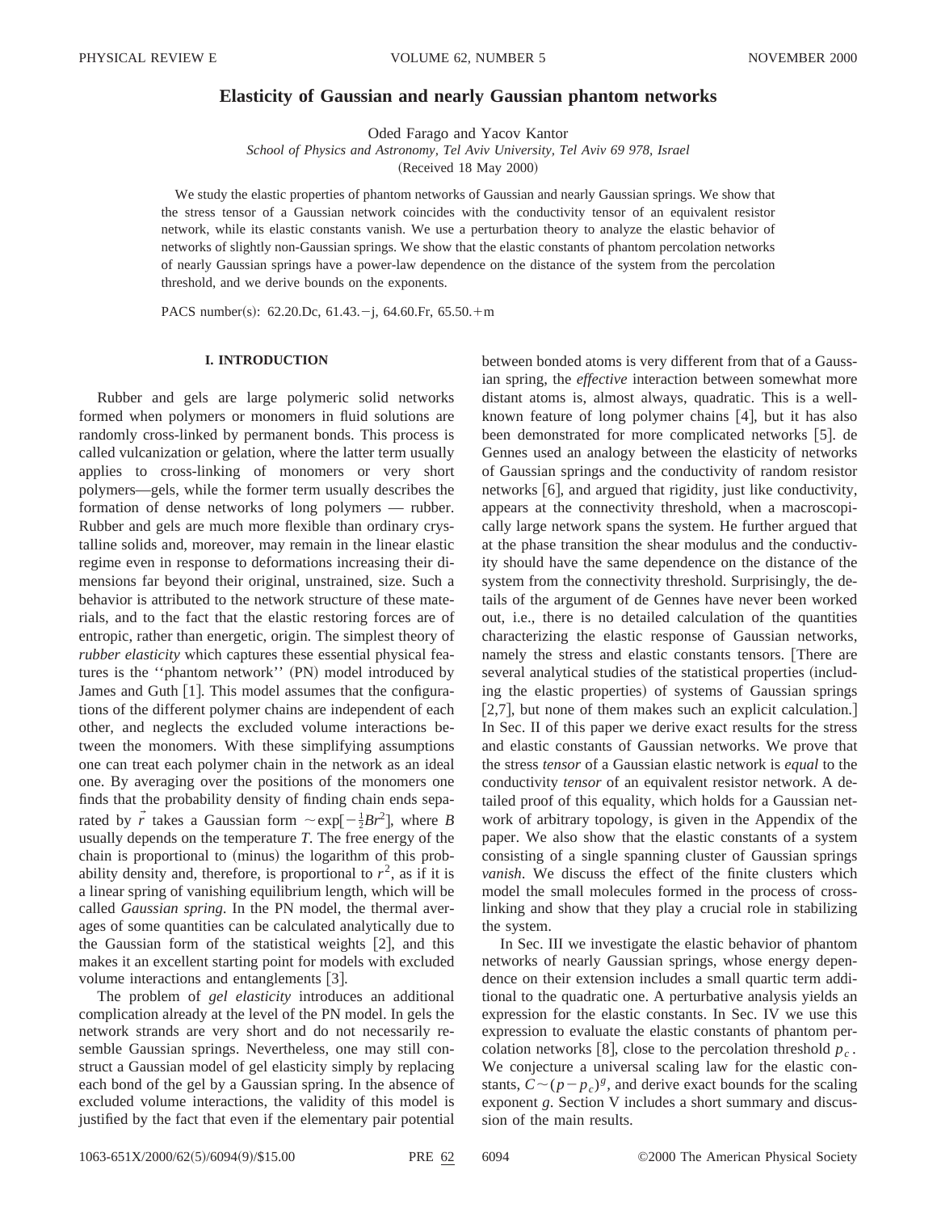# Elasticity of Gaussian and nearly Gaussian phantom networks

Oded Farago and Yacov Kantor

*School of Physics and Astronomy, Tel Aviv University, Tel Aviv 69 978, Israel*

(Received 18 May 2000)

We study the elastic properties of phantom networks of Gaussian and nearly Gaussian springs. We show that the stress tensor of a Gaussian network coincides with the conductivity tensor of an equivalent resistor network, while its elastic constants vanish. We use a perturbation theory to analyze the elastic behavior of networks of slightly non-Gaussian springs. We show that the elastic constants of phantom percolation networks of nearly Gaussian springs have a power-law dependence on the distance of the system from the percolation threshold, and we derive bounds on the exponents.

PACS number(s): 62.20.Dc, 61.43.−j, 64.60.Fr, 65.50.+m

## I. INTRODUCTION

Rubber and gels are large polymeric solid networks formed when polymers or monomers in fluid solutions are randomly cross-linked by permanent bonds. This process is called vulcanization or gelation, where the latter term usually applies to cross-linking of monomers or very short polymers—gels, while the former term usually describes the formation of dense networks of long polymers — rubber. Rubber and gels are much more flexible than ordinary crystalline solids and, moreover, may remain in the linear elastic regime even in response to deformations increasing their dimensions far beyond their original, unstrained, size. Such a behavior is attributed to the network structure of these materials, and to the fact that the elastic restoring forces are of entropic, rather than energetic, origin. The simplest theory of *rubber elasticity* which captures these essential physical features is the ''phantom network'' (PN) model introduced by James and Guth [1]. This model assumes that the configurations of the different polymer chains are independent of each other, and neglects the excluded volume interactions between the monomers. With these simplifying assumptions one can treat each polymer chain in the network as an ideal one. By averaging over the positions of the monomers one finds that the probability density of finding chain ends separated by $\vec{r}$ takes a Gaussian form $\sim\exp[-\frac{1}{2}Br^2]$, where $B$ usually depends on the temperature $T$. The free energy of the chain is proportional to (minus) the logarithm of this probability density and, therefore, is proportional to $r^2$, as if it is a linear spring of vanishing equilibrium length, which will be called *Gaussian spring*. In the PN model, the thermal averages of some quantities can be calculated analytically due to the Gaussian form of the statistical weights [2], and this makes it an excellent starting point for models with excluded volume interactions and entanglements [3].

The problem of *gel elasticity* introduces an additional complication already at the level of the PN model. In gels the network strands are very short and do not necessarily resemble Gaussian springs. Nevertheless, one may still construct a Gaussian model of gel elasticity simply by replacing each bond of the gel by a Gaussian spring. In the absence of excluded volume interactions, the validity of this model is justified by the fact that even if the elementary pair potential between bonded atoms is very different from that of a Gaussian spring, the *effective* interaction between somewhat more distant atoms is, almost always, quadratic. This is a well-known feature of long polymer chains [4], but it has also been demonstrated for more complicated networks [5]. de Gennes used an analogy between the elasticity of networks of Gaussian springs and the conductivity of random resistor networks [6], and argued that rigidity, just like conductivity, appears at the connectivity threshold, when a macroscopically large network spans the system. He further argued that at the phase transition the shear modulus and the conductivity should have the same dependence on the distance of the system from the connectivity threshold. Surprisingly, the details of the argument of de Gennes have never been worked out, i.e., there is no detailed calculation of the quantities characterizing the elastic response of Gaussian networks, namely the stress and elastic constants tensors. [There are several analytical studies of the statistical properties (including the elastic properties) of systems of Gaussian springs [2,7], but none of them makes such an explicit calculation.] In Sec. II of this paper we derive exact results for the stress and elastic constants of Gaussian networks. We prove that the stress *tensor* of a Gaussian elastic network is *equal* to the conductivity *tensor* of an equivalent resistor network. A detailed proof of this equality, which holds for a Gaussian network of arbitrary topology, is given in the Appendix of the paper. We also show that the elastic constants of a system consisting of a single spanning cluster of Gaussian springs *vanish*. We discuss the effect of the finite clusters which model the small molecules formed in the process of cross-linking and show that they play a crucial role in stabilizing the system.

In Sec. III we investigate the elastic behavior of phantom networks of nearly Gaussian springs, whose energy dependence on their extension includes a small quartic term additional to the quadratic one. A perturbative analysis yields an expression for the elastic constants. In Sec. IV we use this expression to evaluate the elastic constants of phantom percolation networks [8], close to the percolation threshold $p_c$. We conjecture a universal scaling law for the elastic constants, $C\sim(p-p_c)^g$, and derive exact bounds for the scaling exponent $g$. Section V includes a short summary and discussion of the main results.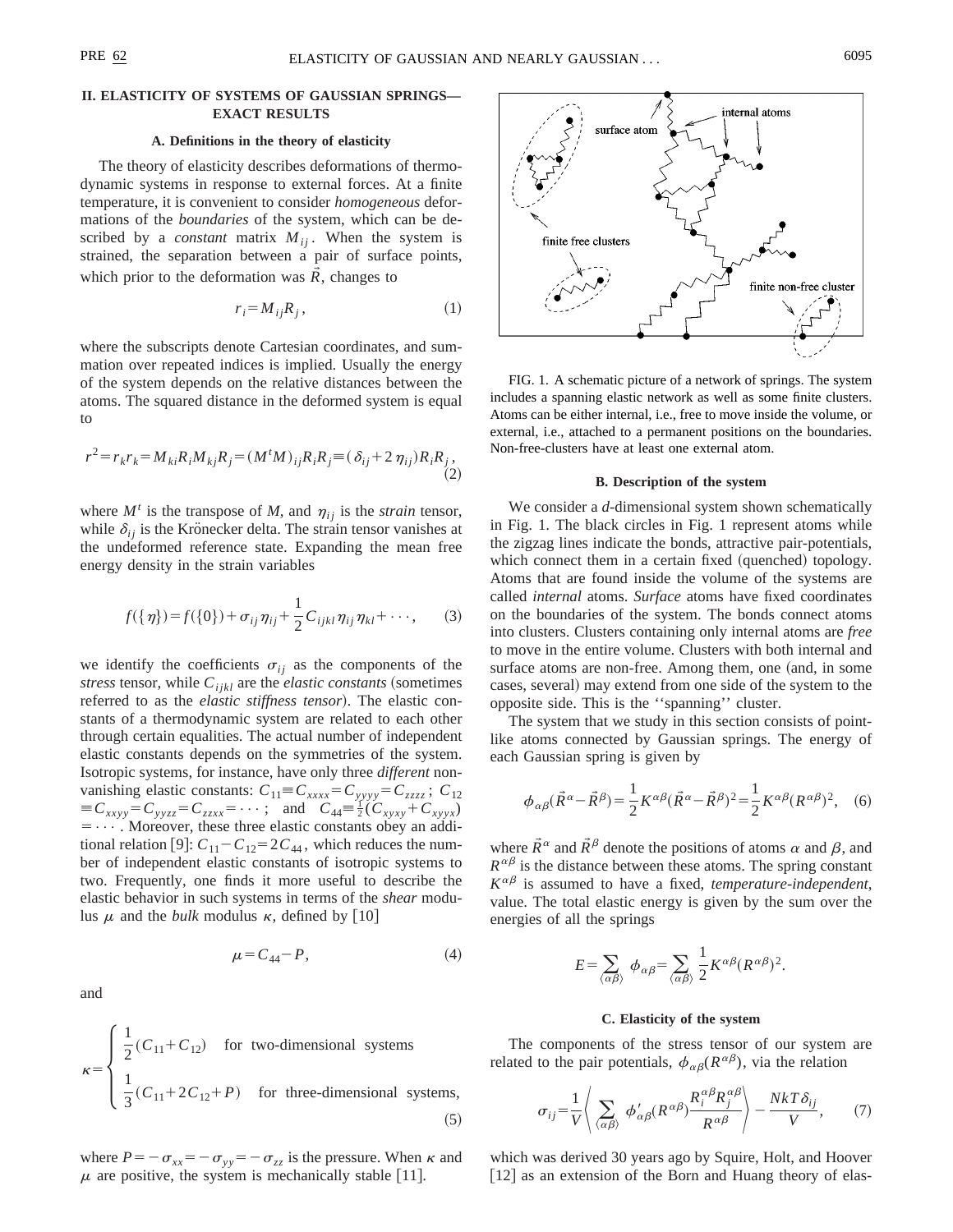## II. ELASTICITY OF SYSTEMS OF GAUSSIAN SPRINGS— EXACT RESULTS

### A. Definitions in the theory of elasticity

The theory of elasticity describes deformations of thermodynamic systems in response to external forces. At a finite temperature, it is convenient to consider *homogeneous* deformations of the *boundaries* of the system, which can be described by a *constant* matrix $M_{ij}$. When the system is strained, the separation between a pair of surface points, which prior to the deformation was $\vec{R}$, changes to

$$r_i = M_{ij} R_j, \tag{1}$$

where the subscripts denote Cartesian coordinates, and summation over repeated indices is implied. Usually the energy of the system depends on the relative distances between the atoms. The squared distance in the deformed system is equal to

$$r^2 = r_k r_k = M_{ki} R_i M_{kj} R_j = (M^t M)_{ij} R_i R_j \equiv (\delta_{ij} + 2\eta_{ij}) R_i R_j, \tag{2}$$

where $M^t$ is the transpose of $M$, and $\eta_{ij}$ is the *strain* tensor, while $\delta_{ij}$ is the Krönecker delta. The strain tensor vanishes at the undeformed reference state. Expanding the mean free energy density in the strain variables

$$f(\{\eta\}) = f(\{0\}) + \sigma_{ij}\eta_{ij} + \frac{1}{2} C_{ijkl}\eta_{ij}\eta_{kl} + \cdots, \tag{3}$$

we identify the coefficients $\sigma_{ij}$ as the components of the *stress* tensor, while $C_{ijkl}$ are the *elastic constants* (sometimes referred to as the *elastic stiffness tensor*). The elastic constants of a thermodynamic system are related to each other through certain equalities. The actual number of independent elastic constants depends on the symmetries of the system. Isotropic systems, for instance, have only three *different* nonvanishing elastic constants: $C_{11} \equiv C_{xxxx} = C_{yyyy} = C_{zzzz}$; $C_{12} \equiv C_{xxyy} = C_{yyzz} = C_{zzxx} = \cdots$; and $C_{44} \equiv \frac{1}{2}(C_{xyxy} + C_{xyyx}) = \cdots$. Moreover, these three elastic constants obey an additional relation [9]: $C_{11} - C_{12} = 2C_{44}$, which reduces the number of independent elastic constants of isotropic systems to two. Frequently, one finds it more useful to describe the elastic behavior in such systems in terms of the *shear* modulus $\mu$ and the *bulk* modulus $\kappa$, defined by [10]

$$\mu = C_{44} - P, \tag{4}$$

and

$$\kappa = \begin{cases} \frac{1}{2}(C_{11} + C_{12}) & \text{for two-dimensional systems} \\ \frac{1}{3}(C_{11} + 2C_{12} + P) & \text{for three-dimensional systems,} \end{cases} \tag{5}$$

where $P = -\sigma_{xx} = -\sigma_{yy} = -\sigma_{zz}$ is the pressure. When $\kappa$ and $\mu$ are positive, the system is mechanically stable [11].

FIG. 1. A schematic picture of a network of springs. The system includes a spanning elastic network as well as some finite clusters. Atoms can be either internal, i.e., free to move inside the volume, or external, i.e., attached to a permanent positions on the boundaries. Non-free-clusters have at least one external atom.

### B. Description of the system

We consider a $d$-dimensional system shown schematically in Fig. 1. The black circles in Fig. 1 represent atoms while the zigzag lines indicate the bonds, attractive pair-potentials, which connect them in a certain fixed (quenched) topology. Atoms that are found inside the volume of the systems are called *internal* atoms. *Surface* atoms have fixed coordinates on the boundaries of the system. The bonds connect atoms into clusters. Clusters containing only internal atoms are *free* to move in the entire volume. Clusters with both internal and surface atoms are non-free. Among them, one (and, in some cases, several) may extend from one side of the system to the opposite side. This is the ''spanning'' cluster.

The system that we study in this section consists of point-like atoms connected by Gaussian springs. The energy of each Gaussian spring is given by

$$\phi_{\alpha\beta}(\vec{R}^\alpha - \vec{R}^\beta) = \frac{1}{2} K^{\alpha\beta} (\vec{R}^\alpha - \vec{R}^\beta)^2 = \frac{1}{2} K^{\alpha\beta} (R^{\alpha\beta})^2, \tag{6}$$

where $\vec{R}^\alpha$ and $\vec{R}^\beta$ denote the positions of atoms $\alpha$ and $\beta$, and $R^{\alpha\beta}$ is the distance between these atoms. The spring constant $K^{\alpha\beta}$ is assumed to have a fixed, *temperature-independent*, value. The total elastic energy is given by the sum over the energies of all the springs

$$E = \sum_{\langle\alpha\beta\rangle} \phi_{\alpha\beta} = \sum_{\langle\alpha\beta\rangle} \frac{1}{2} K^{\alpha\beta} (R^{\alpha\beta})^2.$$

### C. Elasticity of the system

The components of the stress tensor of our system are related to the pair potentials, $\phi_{\alpha\beta}(R^{\alpha\beta})$, via the relation

$$\sigma_{ij} = \frac{1}{V} \left\langle \sum_{\langle\alpha\beta\rangle} \phi'_{\alpha\beta}(R^{\alpha\beta}) \frac{R_i^{\alpha\beta} R_j^{\alpha\beta}}{R^{\alpha\beta}} \right\rangle - \frac{NkT\delta_{ij}}{V}, \tag{7}$$

which was derived 30 years ago by Squire, Holt, and Hoover [12] as an extension of the Born and Huang theory of elas-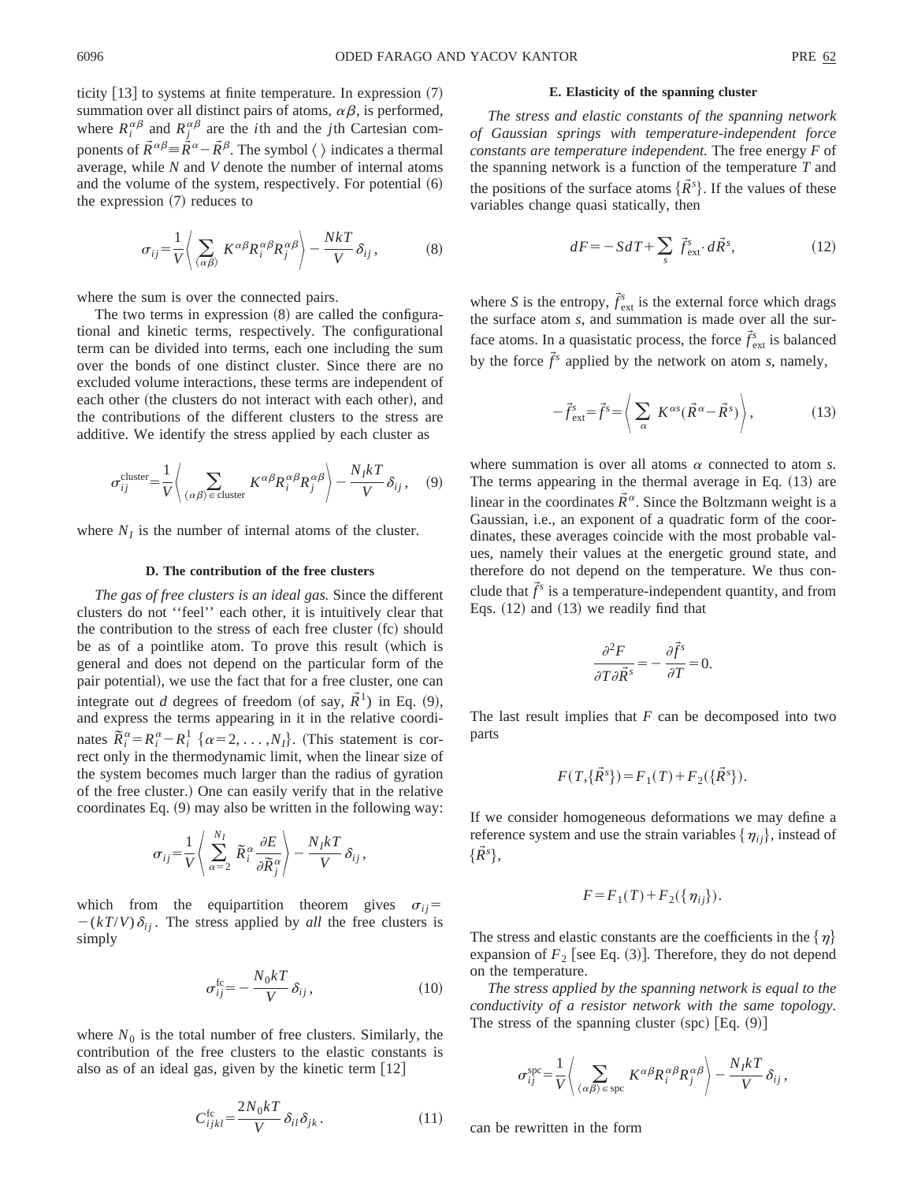ticity [13] to systems at finite temperature. In expression (7) summation over all distinct pairs of atoms, $\alpha\beta$, is performed, where $R_i^{\alpha\beta}$ and $R_j^{\alpha\beta}$ are the $i$th and the $j$th Cartesian components of $\vec{R}^{\alpha\beta}\equiv\vec{R}^{\alpha}-\vec{R}^{\beta}$. The symbol $\langle\ \rangle$ indicates a thermal average, while $N$ and $V$ denote the number of internal atoms and the volume of the system, respectively. For potential (6) the expression (7) reduces to

$$\sigma_{ij}=\frac{1}{V}\left\langle \sum_{\langle\alpha\beta\rangle} K^{\alpha\beta}R_i^{\alpha\beta}R_j^{\alpha\beta}\right\rangle-\frac{NkT}{V}\delta_{ij}, \tag{8}$$

where the sum is over the connected pairs.

The two terms in expression (8) are called the configurational and kinetic terms, respectively. The configurational term can be divided into terms, each one including the sum over the bonds of one distinct cluster. Since there are no excluded volume interactions, these terms are independent of each other (the clusters do not interact with each other), and the contributions of the different clusters to the stress are additive. We identify the stress applied by each cluster as

$$\sigma_{ij}^{\rm cluster}=\frac{1}{V}\left\langle \sum_{\langle\alpha\beta\rangle\in{\rm cluster}} K^{\alpha\beta}R_i^{\alpha\beta}R_j^{\alpha\beta}\right\rangle-\frac{N_IkT}{V}\delta_{ij}, \tag{9}$$

where $N_I$ is the number of internal atoms of the cluster.

### D. The contribution of the free clusters

*The gas of free clusters is an ideal gas.* Since the different clusters do not "feel" each other, it is intuitively clear that the contribution to the stress of each free cluster (fc) should be as of a pointlike atom. To prove this result (which is general and does not depend on the particular form of the pair potential), we use the fact that for a free cluster, one can integrate out $d$ degrees of freedom (of say, $\vec{R}^1$) in Eq. (9), and express the terms appearing in it in the relative coordinates $\tilde{R}_i^{\alpha}=R_i^{\alpha}-R_i^1$ $\{\alpha=2,\ldots,N_I\}$. (This statement is correct only in the thermodynamic limit, when the linear size of the system becomes much larger than the radius of gyration of the free cluster.) One can easily verify that in the relative coordinates Eq. (9) may also be written in the following way:

$$\sigma_{ij}=\frac{1}{V}\left\langle \sum_{\alpha=2}^{N_I}\tilde{R}_i^{\alpha}\frac{\partial E}{\partial\tilde{R}_j^{\alpha}}\right\rangle-\frac{N_IkT}{V}\delta_{ij},$$

which from the equipartition theorem gives $\sigma_{ij}=-(kT/V)\delta_{ij}$. The stress applied by *all* the free clusters is simply

$$\sigma_{ij}^{\rm fc}=-\frac{N_0kT}{V}\delta_{ij}, \tag{10}$$

where $N_0$ is the total number of free clusters. Similarly, the contribution of the free clusters to the elastic constants is also as of an ideal gas, given by the kinetic term [12]

$$C_{ijkl}^{\rm fc}=\frac{2N_0kT}{V}\delta_{il}\delta_{jk}. \tag{11}$$

### E. Elasticity of the spanning cluster

*The stress and elastic constants of the spanning network of Gaussian springs with temperature-independent force constants are temperature independent.* The free energy $F$ of the spanning network is a function of the temperature $T$ and the positions of the surface atoms $\{\vec{R}^s\}$. If the values of these variables change quasi statically, then

$$dF=-S\,dT+\sum_s \vec{f}_{\rm ext}^{\,s}\cdot d\vec{R}^s, \tag{12}$$

where $S$ is the entropy, $\vec{f}_{\rm ext}^{\,s}$ is the external force which drags the surface atom $s$, and summation is made over all the surface atoms. In a quasistatic process, the force $\vec{f}_{\rm ext}^{\,s}$ is balanced by the force $\vec{f}^{\,s}$ applied by the network on atom $s$, namely,

$$-\vec{f}_{\rm ext}^{\,s}=\vec{f}^{\,s}=\left\langle \sum_{\alpha} K^{\alpha s}(\vec{R}^{\alpha}-\vec{R}^s)\right\rangle, \tag{13}$$

where summation is over all atoms $\alpha$ connected to atom $s$. The terms appearing in the thermal average in Eq. (13) are linear in the coordinates $\vec{R}^{\alpha}$. Since the Boltzmann weight is a Gaussian, i.e., an exponent of a quadratic form of the coordinates, these averages coincide with the most probable values, namely their values at the energetic ground state, and therefore do not depend on the temperature. We thus conclude that $\vec{f}^{\,s}$ is a temperature-independent quantity, and from Eqs. (12) and (13) we readily find that

$$\frac{\partial^2F}{\partial T\partial\vec{R}^s}=-\frac{\partial\vec{f}^{\,s}}{\partial T}=0.$$

The last result implies that $F$ can be decomposed into two parts

$$F(T,\{\vec{R}^s\})=F_1(T)+F_2(\{\vec{R}^s\}).$$

If we consider homogeneous deformations we may define a reference system and use the strain variables $\{\eta_{ij}\}$, instead of $\{\vec{R}^s\}$,

$$F=F_1(T)+F_2(\{\eta_{ij}\}).$$

The stress and elastic constants are the coefficients in the $\{\eta\}$ expansion of $F_2$ [see Eq. (3)]. Therefore, they do not depend on the temperature.

*The stress applied by the spanning network is equal to the conductivity of a resistor network with the same topology.* The stress of the spanning cluster (spc) [Eq. (9)]

$$\sigma_{ij}^{\rm spc}=\frac{1}{V}\left\langle \sum_{\langle\alpha\beta\rangle\in{\rm spc}} K^{\alpha\beta}R_i^{\alpha\beta}R_j^{\alpha\beta}\right\rangle-\frac{N_IkT}{V}\delta_{ij},$$

can be rewritten in the form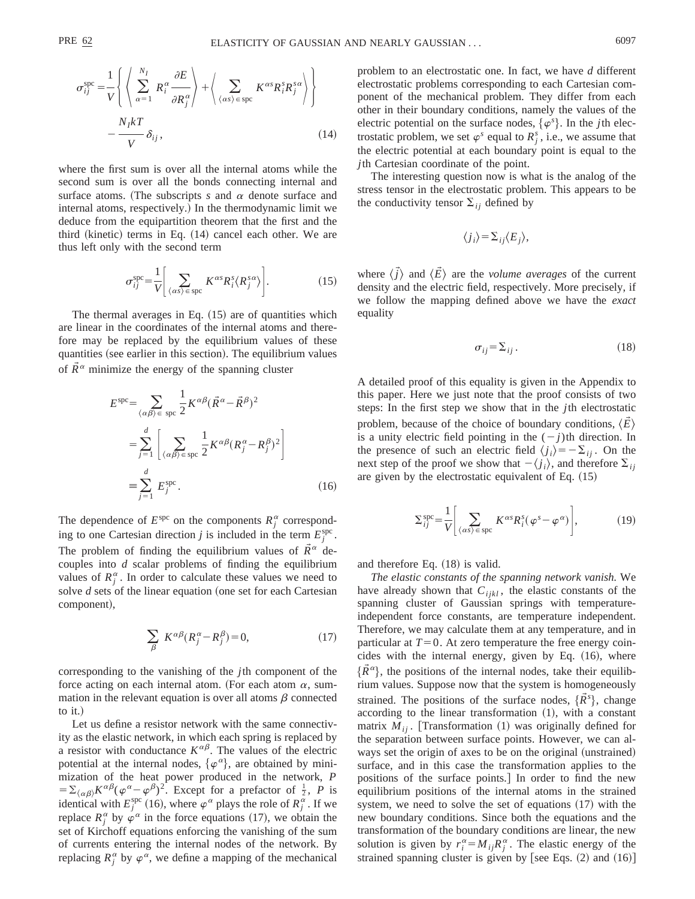$$\sigma_{ij}^{\rm spc} = \frac{1}{V}\left\{ \left\langle \sum_{\alpha=1}^{N_I} R_i^\alpha \frac{\partial E}{\partial R_j^\alpha} \right\rangle + \left\langle \sum_{\langle \alpha s\rangle \in {\rm spc}} K^{\alpha s} R_i^s R_j^{s\alpha} \right\rangle \right\} - \frac{N_I kT}{V}\delta_{ij}, \tag{14}$$

where the first sum is over all the internal atoms while the second sum is over all the bonds connecting internal and surface atoms. (The subscripts $s$ and $\alpha$ denote surface and internal atoms, respectively.) In the thermodynamic limit we deduce from the equipartition theorem that the first and the third (kinetic) terms in Eq. (14) cancel each other. We are thus left only with the second term

$$\sigma_{ij}^{\rm spc} = \frac{1}{V}\left[ \sum_{\langle \alpha s\rangle \in {\rm spc}} K^{\alpha s} R_i^s \langle R_j^{s\alpha}\rangle \right]. \tag{15}$$

The thermal averages in Eq. (15) are of quantities which are linear in the coordinates of the internal atoms and therefore may be replaced by the equilibrium values of these quantities (see earlier in this section). The equilibrium values of $\vec{R}^\alpha$ minimize the energy of the spanning cluster

$$\begin{aligned} E^{\rm spc} &= \sum_{\langle \alpha\beta\rangle \in \ {\rm spc}} \frac{1}{2} K^{\alpha\beta}(\vec{R}^\alpha - \vec{R}^\beta)^2 \\ &= \sum_{j=1}^{d} \left[ \sum_{\langle \alpha\beta\rangle \in {\rm spc}} \frac{1}{2} K^{\alpha\beta}(R_j^\alpha - R_j^\beta)^2 \right] \\ &\equiv \sum_{j=1}^{d} E_j^{\rm spc}. \end{aligned} \tag{16}$$

The dependence of $E^{\rm spc}$ on the components $R_j^\alpha$ corresponding to one Cartesian direction $j$ is included in the term $E_j^{\rm spc}$. The problem of finding the equilibrium values of $\vec{R}^\alpha$ decouples into $d$ scalar problems of finding the equilibrium values of $R_j^\alpha$. In order to calculate these values we need to solve $d$ sets of the linear equation (one set for each Cartesian component),

$$\sum_\beta K^{\alpha\beta}(R_j^\alpha - R_j^\beta) = 0, \tag{17}$$

corresponding to the vanishing of the $j$th component of the force acting on each internal atom. (For each atom $\alpha$, summation in the relevant equation is over all atoms $\beta$ connected to it.)

Let us define a resistor network with the same connectivity as the elastic network, in which each spring is replaced by a resistor with conductance $K^{\alpha\beta}$. The values of the electric potential at the internal nodes, $\{\varphi^\alpha\}$, are obtained by minimization of the heat power produced in the network, $P = \sum_{\langle \alpha\beta\rangle} K^{\alpha\beta}(\varphi^\alpha - \varphi^\beta)^2$. Except for a prefactor of $\frac{1}{2}$, $P$ is identical with $E_j^{\rm spc}$ (16), where $\varphi^\alpha$ plays the role of $R_j^\alpha$. If we replace $R_j^\alpha$ by $\varphi^\alpha$ in the force equations (17), we obtain the set of Kirchoff equations enforcing the vanishing of the sum of currents entering the internal nodes of the network. By replacing $R_j^\alpha$ by $\varphi^\alpha$, we define a mapping of the mechanical problem to an electrostatic one. In fact, we have $d$ different electrostatic problems corresponding to each Cartesian component of the mechanical problem. They differ from each other in their boundary conditions, namely the values of the electric potential on the surface nodes, $\{\varphi^s\}$. In the $j$th electrostatic problem, we set $\varphi^s$ equal to $R_j^s$, i.e., we assume that the electric potential at each boundary point is equal to the $j$th Cartesian coordinate of the point.

The interesting question now is what is the analog of the stress tensor in the electrostatic problem. This appears to be the conductivity tensor $\Sigma_{ij}$ defined by

$$\langle j_i\rangle = \Sigma_{ij}\langle E_j\rangle,$$

where $\langle \vec{j}\rangle$ and $\langle \vec{E}\rangle$ are the *volume averages* of the current density and the electric field, respectively. More precisely, if we follow the mapping defined above we have the *exact* equality

$$\sigma_{ij} = \Sigma_{ij}. \tag{18}$$

A detailed proof of this equality is given in the Appendix to this paper. Here we just note that the proof consists of two steps: In the first step we show that in the $j$th electrostatic problem, because of the choice of boundary conditions, $\langle \vec{E}\rangle$ is a unity electric field pointing in the $(-j)$th direction. In the presence of such an electric field $\langle j_i\rangle = -\Sigma_{ij}$. On the next step of the proof we show that $-\langle j_i\rangle$, and therefore $\Sigma_{ij}$ are given by the electrostatic equivalent of Eq. (15)

$$\Sigma_{ij}^{\rm spc} = \frac{1}{V}\left[ \sum_{\langle \alpha s\rangle \in {\rm spc}} K^{\alpha s} R_i^s (\varphi^s - \varphi^\alpha) \right], \tag{19}$$

and therefore Eq. (18) is valid.

*The elastic constants of the spanning network vanish.* We have already shown that $C_{ijkl}$, the elastic constants of the spanning cluster of Gaussian springs with temperature-independent force constants, are temperature independent. Therefore, we may calculate them at any temperature, and in particular at $T=0$. At zero temperature the free energy coincides with the internal energy, given by Eq. (16), where $\{\vec{R}^\alpha\}$, the positions of the internal nodes, take their equilibrium values. Suppose now that the system is homogeneously strained. The positions of the surface nodes, $\{\vec{R}^s\}$, change according to the linear transformation (1), with a constant matrix $M_{ij}$. [Transformation (1) was originally defined for the separation between surface points. However, we can always set the origin of axes to be on the original (unstrained) surface, and in this case the transformation applies to the positions of the surface points.] In order to find the new equilibrium positions of the internal atoms in the strained system, we need to solve the set of equations (17) with the new boundary conditions. Since both the equations and the transformation of the boundary conditions are linear, the new solution is given by $r_i^\alpha = M_{ij}R_j^\alpha$. The elastic energy of the strained spanning cluster is given by [see Eqs. (2) and (16)]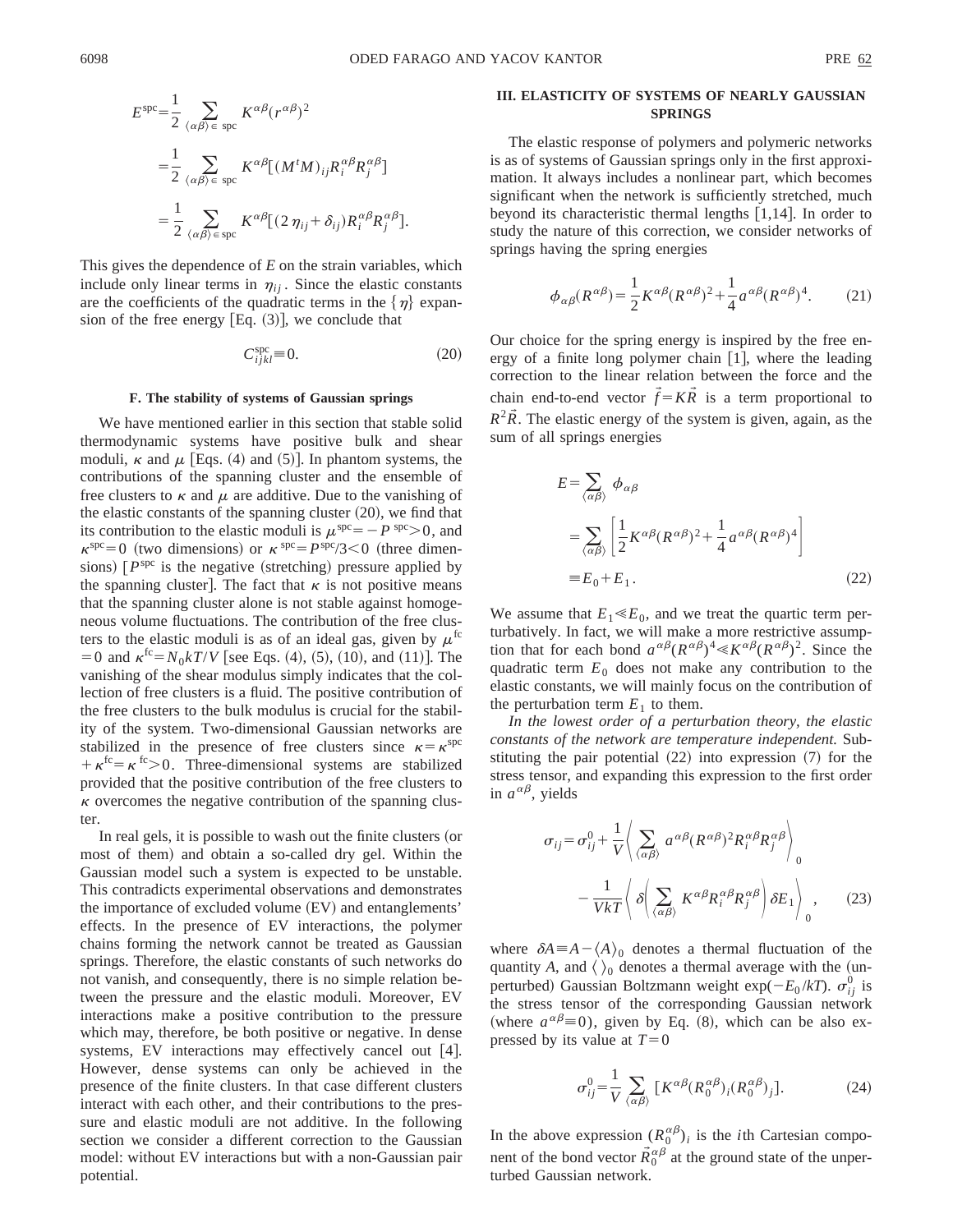$$
\begin{aligned}
E^{\rm spc} &= \frac{1}{2} \sum_{\langle \alpha\beta \rangle \in \text{ spc}} K^{\alpha\beta} (r^{\alpha\beta})^2 \\
&= \frac{1}{2} \sum_{\langle \alpha\beta \rangle \in \text{ spc}} K^{\alpha\beta} [(M^t M)_{ij} R_i^{\alpha\beta} R_j^{\alpha\beta}] \\
&= \frac{1}{2} \sum_{\langle \alpha\beta \rangle \in \text{spc}} K^{\alpha\beta} [(2\eta_{ij} + \delta_{ij}) R_i^{\alpha\beta} R_j^{\alpha\beta}].
\end{aligned}
$$

This gives the dependence of $E$ on the strain variables, which include only linear terms in $\eta_{ij}$. Since the elastic constants are the coefficients of the quadratic terms in the $\{\eta\}$ expansion of the free energy [Eq. (3)], we conclude that

$$
C_{ijkl}^{\rm spc} \equiv 0. \tag{20}
$$

### F. The stability of systems of Gaussian springs

We have mentioned earlier in this section that stable solid thermodynamic systems have positive bulk and shear moduli, $\kappa$ and $\mu$ [Eqs. (4) and (5)]. In phantom systems, the contributions of the spanning cluster and the ensemble of free clusters to $\kappa$ and $\mu$ are additive. Due to the vanishing of the elastic constants of the spanning cluster (20), we find that its contribution to the elastic moduli is $\mu^{\rm spc} = -P^{\rm spc} > 0$, and $\kappa^{\rm spc} = 0$ (two dimensions) or $\kappa^{\rm spc} = P^{\rm spc}/3 < 0$ (three dimensions) [$P^{\rm spc}$ is the negative (stretching) pressure applied by the spanning cluster]. The fact that $\kappa$ is not positive means that the spanning cluster alone is not stable against homogeneous volume fluctuations. The contribution of the free clusters to the elastic moduli is as of an ideal gas, given by $\mu^{\rm fc} = 0$ and $\kappa^{\rm fc} = N_0 kT/V$ [see Eqs. (4), (5), (10), and (11)]. The vanishing of the shear modulus simply indicates that the collection of free clusters is a fluid. The positive contribution of the free clusters to the bulk modulus is crucial for the stability of the system. Two-dimensional Gaussian networks are stabilized in the presence of free clusters since $\kappa = \kappa^{\rm spc} + \kappa^{\rm fc} = \kappa^{\rm fc} > 0$. Three-dimensional systems are stabilized provided that the positive contribution of the free clusters to $\kappa$ overcomes the negative contribution of the spanning cluster.

In real gels, it is possible to wash out the finite clusters (or most of them) and obtain a so-called dry gel. Within the Gaussian model such a system is expected to be unstable. This contradicts experimental observations and demonstrates the importance of excluded volume (EV) and entanglements' effects. In the presence of EV interactions, the polymer chains forming the network cannot be treated as Gaussian springs. Therefore, the elastic constants of such networks do not vanish, and consequently, there is no simple relation between the pressure and the elastic moduli. Moreover, EV interactions make a positive contribution to the pressure which may, therefore, be both positive or negative. In dense systems, EV interactions may effectively cancel out [4]. However, dense systems can only be achieved in the presence of the finite clusters. In that case different clusters interact with each other, and their contributions to the pressure and elastic moduli are not additive. In the following section we consider a different correction to the Gaussian model: without EV interactions but with a non-Gaussian pair potential.

## III. ELASTICITY OF SYSTEMS OF NEARLY GAUSSIAN SPRINGS

The elastic response of polymers and polymeric networks is as of systems of Gaussian springs only in the first approximation. It always includes a nonlinear part, which becomes significant when the network is sufficiently stretched, much beyond its characteristic thermal lengths [1,14]. In order to study the nature of this correction, we consider networks of springs having the spring energies

$$
\phi_{\alpha\beta}(R^{\alpha\beta}) = \frac{1}{2} K^{\alpha\beta} (R^{\alpha\beta})^2 + \frac{1}{4} a^{\alpha\beta} (R^{\alpha\beta})^4. \tag{21}
$$

Our choice for the spring energy is inspired by the free energy of a finite long polymer chain [1], where the leading correction to the linear relation between the force and the chain end-to-end vector $\vec{f} = K\vec{R}$ is a term proportional to $R^2\vec{R}$. The elastic energy of the system is given, again, as the sum of all springs energies

$$
\begin{aligned}
E &= \sum_{\langle \alpha\beta \rangle} \phi_{\alpha\beta} \\
&= \sum_{\langle \alpha\beta \rangle} \left[ \frac{1}{2} K^{\alpha\beta} (R^{\alpha\beta})^2 + \frac{1}{4} a^{\alpha\beta} (R^{\alpha\beta})^4 \right] \\
&\equiv E_0 + E_1 .
\end{aligned} \tag{22}
$$

We assume that $E_1 \ll E_0$, and we treat the quartic term perturbatively. In fact, we will make a more restrictive assumption that for each bond $a^{\alpha\beta}(R^{\alpha\beta})^4 \ll K^{\alpha\beta}(R^{\alpha\beta})^2$. Since the quadratic term $E_0$ does not make any contribution to the elastic constants, we will mainly focus on the contribution of the perturbation term $E_1$ to them.

*In the lowest order of a perturbation theory, the elastic constants of the network are temperature independent.* Substituting the pair potential (22) into expression (7) for the stress tensor, and expanding this expression to the first order in $a^{\alpha\beta}$, yields

$$
\begin{aligned}
\sigma_{ij} = \sigma_{ij}^0 &+ \frac{1}{V} \left\langle \sum_{\langle \alpha\beta \rangle} a^{\alpha\beta} (R^{\alpha\beta})^2 R_i^{\alpha\beta} R_j^{\alpha\beta} \right\rangle_0 \\
&- \frac{1}{VkT} \left\langle \delta \left( \sum_{\langle \alpha\beta \rangle} K^{\alpha\beta} R_i^{\alpha\beta} R_j^{\alpha\beta} \right) \delta E_1 \right\rangle_0 ,
\end{aligned} \tag{23}
$$

where $\delta A \equiv A - \langle A \rangle_0$ denotes a thermal fluctuation of the quantity $A$, and $\langle \, \rangle_0$ denotes a thermal average with the (unperturbed) Gaussian Boltzmann weight $\exp(-E_0/kT)$. $\sigma_{ij}^0$ is the stress tensor of the corresponding Gaussian network (where $a^{\alpha\beta} \equiv 0$), given by Eq. (8), which can be also expressed by its value at $T = 0$

$$
\sigma_{ij}^0 = \frac{1}{V} \sum_{\langle \alpha\beta \rangle} [K^{\alpha\beta} (R_0^{\alpha\beta})_i (R_0^{\alpha\beta})_j]. \tag{24}
$$

In the above expression $(R_0^{\alpha\beta})_i$ is the $i$th Cartesian component of the bond vector $\vec{R}_0^{\alpha\beta}$ at the ground state of the unperturbed Gaussian network.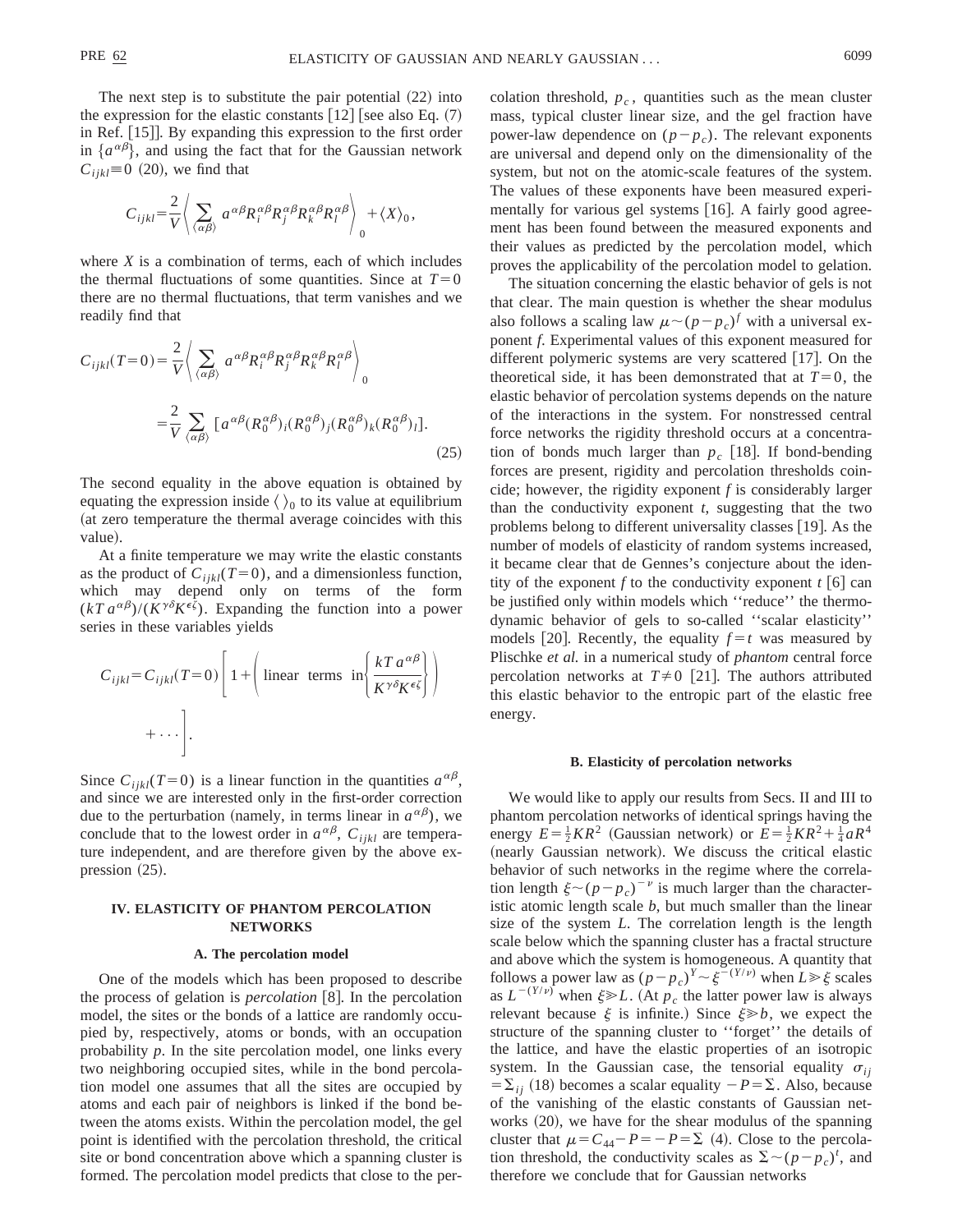The next step is to substitute the pair potential (22) into the expression for the elastic constants [12] [see also Eq. (7) in Ref. [15]]. By expanding this expression to the first order in $\{a^{\alpha\beta}\}$, and using the fact that for the Gaussian network $C_{ijkl}\equiv 0$ (20), we find that

$$C_{ijkl}=\frac{2}{V}\left\langle \sum_{\langle\alpha\beta\rangle} a^{\alpha\beta}R_i^{\alpha\beta}R_j^{\alpha\beta}R_k^{\alpha\beta}R_l^{\alpha\beta}\right\rangle_0 + \langle X\rangle_0,$$

where $X$ is a combination of terms, each of which includes the thermal fluctuations of some quantities. Since at $T=0$ there are no thermal fluctuations, that term vanishes and we readily find that

$$\begin{aligned} C_{ijkl}(T=0)&=\frac{2}{V}\left\langle \sum_{\langle\alpha\beta\rangle} a^{\alpha\beta}R_i^{\alpha\beta}R_j^{\alpha\beta}R_k^{\alpha\beta}R_l^{\alpha\beta}\right\rangle_0 \\ &=\frac{2}{V}\sum_{\langle\alpha\beta\rangle}\left[a^{\alpha\beta}(R_0^{\alpha\beta})_i(R_0^{\alpha\beta})_j(R_0^{\alpha\beta})_k(R_0^{\alpha\beta})_l\right]. \end{aligned} \tag{25}$$

The second equality in the above equation is obtained by equating the expression inside $\langle\ \rangle_0$ to its value at equilibrium (at zero temperature the thermal average coincides with this value).

At a finite temperature we may write the elastic constants as the product of $C_{ijkl}(T=0)$, and a dimensionless function, which may depend only on terms of the form $(kT\,a^{\alpha\beta})/(K^{\gamma\delta}K^{\epsilon\zeta})$. Expanding the function into a power series in these variables yields

$$C_{ijkl}=C_{ijkl}(T=0)\left[1+\left(\text{linear terms in}\left\{\frac{kT\,a^{\alpha\beta}}{K^{\gamma\delta}K^{\epsilon\zeta}}\right\}\right)+\cdots\right].$$

Since $C_{ijkl}(T=0)$ is a linear function in the quantities $a^{\alpha\beta}$, and since we are interested only in the first-order correction due to the perturbation (namely, in terms linear in $a^{\alpha\beta}$), we conclude that to the lowest order in $a^{\alpha\beta}$, $C_{ijkl}$ are temperature independent, and are therefore given by the above expression (25).

## IV. ELASTICITY OF PHANTOM PERCOLATION NETWORKS

### A. The percolation model

One of the models which has been proposed to describe the process of gelation is *percolation* [8]. In the percolation model, the sites or the bonds of a lattice are randomly occupied by, respectively, atoms or bonds, with an occupation probability $p$. In the site percolation model, one links every two neighboring occupied sites, while in the bond percolation model one assumes that all the sites are occupied by atoms and each pair of neighbors is linked if the bond between the atoms exists. Within the percolation model, the gel point is identified with the percolation threshold, the critical site or bond concentration above which a spanning cluster is formed. The percolation model predicts that close to the percolation threshold, $p_c$, quantities such as the mean cluster mass, typical cluster linear size, and the gel fraction have power-law dependence on $(p-p_c)$. The relevant exponents are universal and depend only on the dimensionality of the system, but not on the atomic-scale features of the system. The values of these exponents have been measured experimentally for various gel systems [16]. A fairly good agreement has been found between the measured exponents and their values as predicted by the percolation model, which proves the applicability of the percolation model to gelation.

The situation concerning the elastic behavior of gels is not that clear. The main question is whether the shear modulus also follows a scaling law $\mu\sim(p-p_c)^f$ with a universal exponent $f$. Experimental values of this exponent measured for different polymeric systems are very scattered [17]. On the theoretical side, it has been demonstrated that at $T=0$, the elastic behavior of percolation systems depends on the nature of the interactions in the system. For nonstressed central force networks the rigidity threshold occurs at a concentration of bonds much larger than $p_c$ [18]. If bond-bending forces are present, rigidity and percolation thresholds coincide; however, the rigidity exponent $f$ is considerably larger than the conductivity exponent $t$, suggesting that the two problems belong to different universality classes [19]. As the number of models of elasticity of random systems increased, it became clear that de Gennes's conjecture about the identity of the exponent $f$ to the conductivity exponent $t$ [6] can be justified only within models which "reduce" the thermodynamic behavior of gels to so-called "scalar elasticity" models [20]. Recently, the equality $f=t$ was measured by Plischke *et al.* in a numerical study of *phantom* central force percolation networks at $T\neq 0$ [21]. The authors attributed this elastic behavior to the entropic part of the elastic free energy.

### B. Elasticity of percolation networks

We would like to apply our results from Secs. II and III to phantom percolation networks of identical springs having the energy $E=\frac{1}{2}KR^2$ (Gaussian network) or $E=\frac{1}{2}KR^2+\frac{1}{4}aR^4$ (nearly Gaussian network). We discuss the critical elastic behavior of such networks in the regime where the correlation length $\xi\sim(p-p_c)^{-\nu}$ is much larger than the characteristic atomic length scale $b$, but much smaller than the linear size of the system $L$. The correlation length is the length scale below which the spanning cluster has a fractal structure and above which the system is homogeneous. A quantity that follows a power law as $(p-p_c)^Y\sim\xi^{-(Y/\nu)}$ when $L\gg\xi$ scales as $L^{-(Y/\nu)}$ when $\xi\gg L$. (At $p_c$ the latter power law is always relevant because $\xi$ is infinite.) Since $\xi\gg b$, we expect the structure of the spanning cluster to "forget" the details of the lattice, and have the elastic properties of an isotropic system. In the Gaussian case, the tensorial equality $\sigma_{ij}=\Sigma_{ij}$ (18) becomes a scalar equality $-P=\Sigma$. Also, because of the vanishing of the elastic constants of Gaussian networks (20), we have for the shear modulus of the spanning cluster that $\mu=C_{44}-P=-P=\Sigma$ (4). Close to the percolation threshold, the conductivity scales as $\Sigma\sim(p-p_c)^t$, and therefore we conclude that for Gaussian networks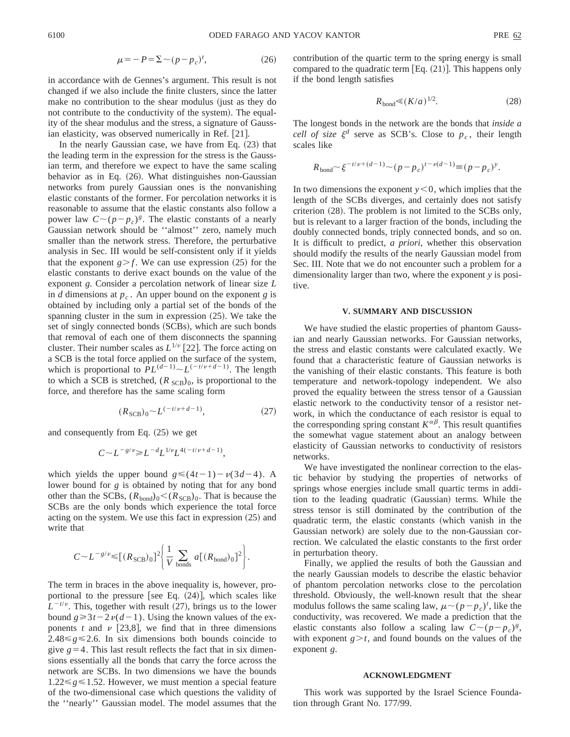$$\mu = -P = \Sigma \sim (p - p_c)^t, \tag{26}$$

in accordance with de Gennes's argument. This result is not changed if we also include the finite clusters, since the latter make no contribution to the shear modulus (just as they do not contribute to the conductivity of the system). The equality of the shear modulus and the stress, a signature of Gaussian elasticity, was observed numerically in Ref. [21].

In the nearly Gaussian case, we have from Eq. (23) that the leading term in the expression for the stress is the Gaussian term, and therefore we expect to have the same scaling behavior as in Eq. (26). What distinguishes non-Gaussian networks from purely Gaussian ones is the nonvanishing elastic constants of the former. For percolation networks it is reasonable to assume that the elastic constants also follow a power law $C \sim (p-p_c)^g$. The elastic constants of a nearly Gaussian network should be "almost" zero, namely much smaller than the network stress. Therefore, the perturbative analysis in Sec. III would be self-consistent only if it yields that the exponent $g > f$. We can use expression (25) for the elastic constants to derive exact bounds on the value of the exponent $g$. Consider a percolation network of linear size $L$ in $d$ dimensions at $p_c$. An upper bound on the exponent $g$ is obtained by including only a partial set of the bonds of the spanning cluster in the sum in expression (25). We take the set of singly connected bonds (SCBs), which are such bonds that removal of each one of them disconnects the spanning cluster. Their number scales as $L^{1/\nu}$ [22]. The force acting on a SCB is the total force applied on the surface of the system, which is proportional to $PL^{(d-1)} \sim L^{(-t/\nu+d-1)}$. The length to which a SCB is stretched, $(R_{\rm SCB})_0$, is proportional to the force, and therefore has the same scaling form

$$(R_{\rm SCB})_0 \sim L^{(-t/\nu+d-1)}, \tag{27}$$

and consequently from Eq. (25) we get

$$C \sim L^{-g/\nu} \geq L^{-d} L^{1/\nu} L^{4(-t/\nu+d-1)},$$

which yields the upper bound $g \leq (4t-1) - \nu(3d-4)$. A lower bound for $g$ is obtained by noting that for any bond other than the SCBs, $(R_{\rm bond})_0 < (R_{\rm SCB})_0$. That is because the SCBs are the only bonds which experience the total force acting on the system. We use this fact in expression (25) and write that

$$C \sim L^{-g/\nu} \leq [(R_{\rm SCB})_0]^2 \left\{ \frac{1}{V} \sum_{\rm bonds} a[(R_{\rm bond})_0]^2 \right\}.$$

The term in braces in the above inequality is, however, proportional to the pressure [see Eq. (24)], which scales like $L^{-t/\nu}$. This, together with result (27), brings us to the lower bound $g \geq 3t - 2\nu(d-1)$. Using the known values of the exponents $t$ and $\nu$ [23,8], we find that in three dimensions $2.48 \leq g \leq 2.6$. In six dimensions both bounds coincide to give $g=4$. This last result reflects the fact that in six dimensions essentially all the bonds that carry the force across the network are SCBs. In two dimensions we have the bounds $1.22 \leq g \leq 1.52$. However, we must mention a special feature of the two-dimensional case which questions the validity of the "nearly" Gaussian model. The model assumes that the contribution of the quartic term to the spring energy is small compared to the quadratic term [Eq. (21)]. This happens only if the bond length satisfies

$$R_{\rm bond} \ll (K/a)^{1/2}. \tag{28}$$

The longest bonds in the network are the bonds that *inside a cell of size* $\xi^d$ serve as SCB's. Close to $p_c$, their length scales like

$$R_{\rm bond} \sim \xi^{-t/\nu+(d-1)} \sim (p-p_c)^{t-\nu(d-1)} \equiv (p-p_c)^y.$$

In two dimensions the exponent $y<0$, which implies that the length of the SCBs diverges, and certainly does not satisfy criterion (28). The problem is not limited to the SCBs only, but is relevant to a larger fraction of the bonds, including the doubly connected bonds, triply connected bonds, and so on. It is difficult to predict, *a priori*, whether this observation should modify the results of the nearly Gaussian model from Sec. III. Note that we do not encounter such a problem for a dimensionality larger than two, where the exponent $y$ is positive.

## V. SUMMARY AND DISCUSSION

We have studied the elastic properties of phantom Gaussian and nearly Gaussian networks. For Gaussian networks, the stress and elastic constants were calculated exactly. We found that a characteristic feature of Gaussian networks is the vanishing of their elastic constants. This feature is both temperature and network-topology independent. We also proved the equality between the stress tensor of a Gaussian elastic network to the conductivity tensor of a resistor network, in which the conductance of each resistor is equal to the corresponding spring constant $K^{\alpha\beta}$. This result quantifies the somewhat vague statement about an analogy between elasticity of Gaussian networks to conductivity of resistors networks.

We have investigated the nonlinear correction to the elastic behavior by studying the properties of networks of springs whose energies include small quartic terms in addition to the leading quadratic (Gaussian) terms. While the stress tensor is still dominated by the contribution of the quadratic term, the elastic constants (which vanish in the Gaussian network) are solely due to the non-Gaussian correction. We calculated the elastic constants to the first order in perturbation theory.

Finally, we applied the results of both the Gaussian and the nearly Gaussian models to describe the elastic behavior of phantom percolation networks close to the percolation threshold. Obviously, the well-known result that the shear modulus follows the same scaling law, $\mu \sim (p-p_c)^t$, like the conductivity, was recovered. We made a prediction that the elastic constants also follow a scaling law $C \sim (p-p_c)^g$, with exponent $g > t$, and found bounds on the values of the exponent $g$.

## ACKNOWLEDGMENT

This work was supported by the Israel Science Foundation through Grant No. 177/99.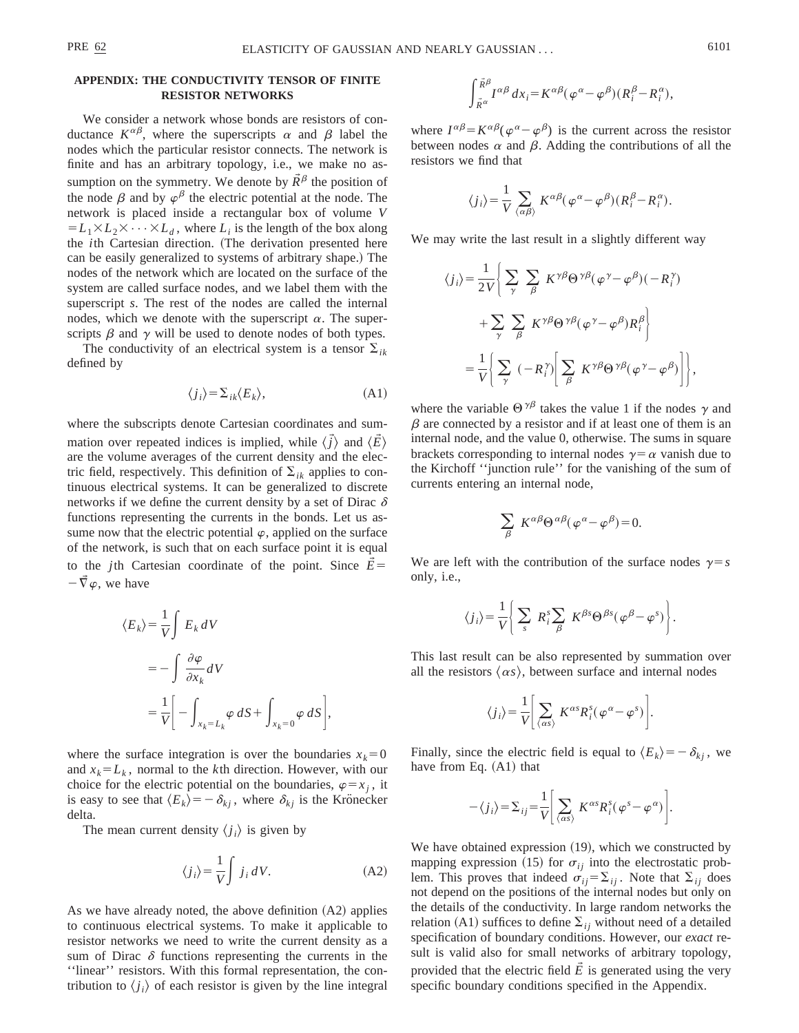## APPENDIX: THE CONDUCTIVITY TENSOR OF FINITE RESISTOR NETWORKS

We consider a network whose bonds are resistors of conductance $K^{\alpha\beta}$, where the superscripts $\alpha$ and $\beta$ label the nodes which the particular resistor connects. The network is finite and has an arbitrary topology, i.e., we make no assumption on the symmetry. We denote by $\vec{R}^{\beta}$ the position of the node $\beta$ and by $\varphi^{\beta}$ the electric potential at the node. The network is placed inside a rectangular box of volume $V = L_1 \times L_2 \times \cdots \times L_d$, where $L_i$ is the length of the box along the $i$th Cartesian direction. (The derivation presented here can be easily generalized to systems of arbitrary shape.) The nodes of the network which are located on the surface of the system are called surface nodes, and we label them with the superscript $s$. The rest of the nodes are called the internal nodes, which we denote with the superscript $\alpha$. The superscripts $\beta$ and $\gamma$ will be used to denote nodes of both types.

The conductivity of an electrical system is a tensor $\Sigma_{ik}$ defined by

$$\langle j_i \rangle = \Sigma_{ik} \langle E_k \rangle, \tag{A1}$$

where the subscripts denote Cartesian coordinates and summation over repeated indices is implied, while $\langle \vec{j} \rangle$ and $\langle \vec{E} \rangle$ are the volume averages of the current density and the electric field, respectively. This definition of $\Sigma_{ik}$ applies to continuous electrical systems. It can be generalized to discrete networks if we define the current density by a set of Dirac $\delta$ functions representing the currents in the bonds. Let us assume now that the electric potential $\varphi$, applied on the surface of the network, is such that on each surface point it is equal to the $j$th Cartesian coordinate of the point. Since $\vec{E} = -\vec{\nabla}\varphi$, we have

$$\begin{aligned}
\langle E_k \rangle &= \frac{1}{V} \int E_k \, dV \\
&= -\int \frac{\partial \varphi}{\partial x_k} dV \\
&= \frac{1}{V} \left[ -\int_{x_k = L_k} \varphi \, dS + \int_{x_k = 0} \varphi \, dS \right],
\end{aligned}$$

where the surface integration is over the boundaries $x_k = 0$ and $x_k = L_k$, normal to the $k$th direction. However, with our choice for the electric potential on the boundaries, $\varphi = x_j$, it is easy to see that $\langle E_k \rangle = -\delta_{kj}$, where $\delta_{kj}$ is the Krönecker delta.

The mean current density $\langle j_i \rangle$ is given by

$$\langle j_i \rangle = \frac{1}{V} \int j_i \, dV. \tag{A2}$$

As we have already noted, the above definition (A2) applies to continuous electrical systems. To make it applicable to resistor networks we need to write the current density as a sum of Dirac $\delta$ functions representing the currents in the ''linear'' resistors. With this formal representation, the contribution to $\langle j_i \rangle$ of each resistor is given by the line integral

$$\int_{\vec{R}^{\alpha}}^{\vec{R}^{\beta}} I^{\alpha\beta} \, dx_i = K^{\alpha\beta} (\varphi^{\alpha} - \varphi^{\beta})(R_i^{\beta} - R_i^{\alpha}),$$

where $I^{\alpha\beta} = K^{\alpha\beta}(\varphi^{\alpha} - \varphi^{\beta})$ is the current across the resistor between nodes $\alpha$ and $\beta$. Adding the contributions of all the resistors we find that

$$\langle j_i \rangle = \frac{1}{V} \sum_{\langle \alpha\beta \rangle} K^{\alpha\beta} (\varphi^{\alpha} - \varphi^{\beta})(R_i^{\beta} - R_i^{\alpha}).$$

We may write the last result in a slightly different way

$$\begin{aligned}
\langle j_i \rangle &= \frac{1}{2V} \Bigg\{ \sum_{\gamma} \sum_{\beta} K^{\gamma\beta} \Theta^{\gamma\beta} (\varphi^{\gamma} - \varphi^{\beta})(-R_i^{\gamma}) \\
&\quad + \sum_{\gamma} \sum_{\beta} K^{\gamma\beta} \Theta^{\gamma\beta} (\varphi^{\gamma} - \varphi^{\beta}) R_i^{\beta} \Bigg\} \\
&= \frac{1}{V} \left\{ \sum_{\gamma} (-R_i^{\gamma}) \left[ \sum_{\beta} K^{\gamma\beta} \Theta^{\gamma\beta} (\varphi^{\gamma} - \varphi^{\beta}) \right] \right\},
\end{aligned}$$

where the variable $\Theta^{\gamma\beta}$ takes the value 1 if the nodes $\gamma$ and $\beta$ are connected by a resistor and if at least one of them is an internal node, and the value 0, otherwise. The sums in square brackets corresponding to internal nodes $\gamma = \alpha$ vanish due to the Kirchoff ''junction rule'' for the vanishing of the sum of currents entering an internal node,

$$\sum_{\beta} K^{\alpha\beta} \Theta^{\alpha\beta} (\varphi^{\alpha} - \varphi^{\beta}) = 0.$$

We are left with the contribution of the surface nodes $\gamma = s$ only, i.e.,

$$\langle j_i \rangle = \frac{1}{V} \left\{ \sum_{s} R_i^{s} \sum_{\beta} K^{\beta s} \Theta^{\beta s} (\varphi^{\beta} - \varphi^{s}) \right\}.$$

This last result can be also represented by summation over all the resistors $\langle \alpha s \rangle$, between surface and internal nodes

$$\langle j_i \rangle = \frac{1}{V} \left[ \sum_{\langle \alpha s \rangle} K^{\alpha s} R_i^{s} (\varphi^{\alpha} - \varphi^{s}) \right].$$

Finally, since the electric field is equal to $\langle E_k \rangle = -\delta_{kj}$, we have from Eq. (A1) that

$$-\langle j_i \rangle = \Sigma_{ij} = \frac{1}{V} \left[ \sum_{\langle \alpha s \rangle} K^{\alpha s} R_i^{s} (\varphi^{s} - \varphi^{\alpha}) \right].$$

We have obtained expression (19), which we constructed by mapping expression (15) for $\sigma_{ij}$ into the electrostatic problem. This proves that indeed $\sigma_{ij} = \Sigma_{ij}$. Note that $\Sigma_{ij}$ does not depend on the positions of the internal nodes but only on the details of the conductivity. In large random networks the relation (A1) suffices to define $\Sigma_{ij}$ without need of a detailed specification of boundary conditions. However, our *exact* result is valid also for small networks of arbitrary topology, provided that the electric field $\vec{E}$ is generated using the very specific boundary conditions specified in the Appendix.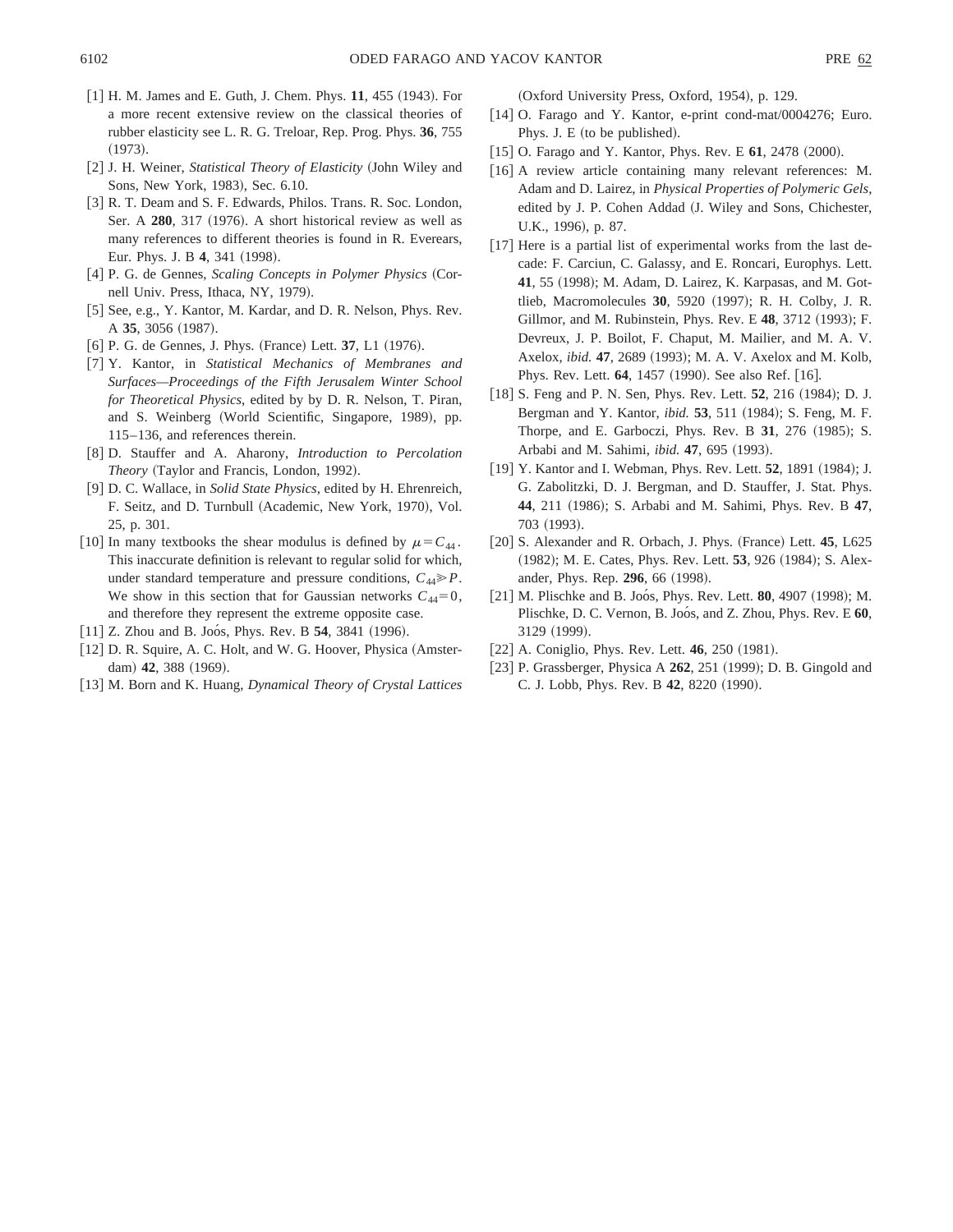[1] H. M. James and E. Guth, J. Chem. Phys. **11**, 455 (1943). For a more recent extensive review on the classical theories of rubber elasticity see L. R. G. Treloar, Rep. Prog. Phys. **36**, 755 (1973).

[2] J. H. Weiner, *Statistical Theory of Elasticity* (John Wiley and Sons, New York, 1983), Sec. 6.10.

[3] R. T. Deam and S. F. Edwards, Philos. Trans. R. Soc. London, Ser. A **280**, 317 (1976). A short historical review as well as many references to different theories is found in R. Everears, Eur. Phys. J. B **4**, 341 (1998).

[4] P. G. de Gennes, *Scaling Concepts in Polymer Physics* (Cornell Univ. Press, Ithaca, NY, 1979).

[5] See, e.g., Y. Kantor, M. Kardar, and D. R. Nelson, Phys. Rev. A **35**, 3056 (1987).

[6] P. G. de Gennes, J. Phys. (France) Lett. **37**, L1 (1976).

[7] Y. Kantor, in *Statistical Mechanics of Membranes and Surfaces—Proceedings of the Fifth Jerusalem Winter School for Theoretical Physics*, edited by by D. R. Nelson, T. Piran, and S. Weinberg (World Scientific, Singapore, 1989), pp. 115–136, and references therein.

[8] D. Stauffer and A. Aharony, *Introduction to Percolation Theory* (Taylor and Francis, London, 1992).

[9] D. C. Wallace, in *Solid State Physics*, edited by H. Ehrenreich, F. Seitz, and D. Turnbull (Academic, New York, 1970), Vol. 25, p. 301.

[10] In many textbooks the shear modulus is defined by $\mu = C_{44}$. This inaccurate definition is relevant to regular solid for which, under standard temperature and pressure conditions, $C_{44} \gg P$. We show in this section that for Gaussian networks $C_{44}=0$, and therefore they represent the extreme opposite case.

[11] Z. Zhou and B. Joós, Phys. Rev. B **54**, 3841 (1996).

[12] D. R. Squire, A. C. Holt, and W. G. Hoover, Physica (Amsterdam) **42**, 388 (1969).

[13] M. Born and K. Huang, *Dynamical Theory of Crystal Lattices* (Oxford University Press, Oxford, 1954), p. 129.

[14] O. Farago and Y. Kantor, e-print cond-mat/0004276; Euro. Phys. J. E (to be published).

[15] O. Farago and Y. Kantor, Phys. Rev. E **61**, 2478 (2000).

[16] A review article containing many relevant references: M. Adam and D. Lairez, in *Physical Properties of Polymeric Gels*, edited by J. P. Cohen Addad (J. Wiley and Sons, Chichester, U.K., 1996), p. 87.

[17] Here is a partial list of experimental works from the last decade: F. Carciun, C. Galassy, and E. Roncari, Europhys. Lett. **41**, 55 (1998); M. Adam, D. Lairez, K. Karpasas, and M. Gottlieb, Macromolecules **30**, 5920 (1997); R. H. Colby, J. R. Gillmor, and M. Rubinstein, Phys. Rev. E **48**, 3712 (1993); F. Devreux, J. P. Boilot, F. Chaput, M. Mailier, and M. A. V. Axelox, *ibid.* **47**, 2689 (1993); M. A. V. Axelox and M. Kolb, Phys. Rev. Lett. **64**, 1457 (1990). See also Ref. [16].

[18] S. Feng and P. N. Sen, Phys. Rev. Lett. **52**, 216 (1984); D. J. Bergman and Y. Kantor, *ibid.* **53**, 511 (1984); S. Feng, M. F. Thorpe, and E. Garboczi, Phys. Rev. B **31**, 276 (1985); S. Arbabi and M. Sahimi, *ibid.* **47**, 695 (1993).

[19] Y. Kantor and I. Webman, Phys. Rev. Lett. **52**, 1891 (1984); J. G. Zabolitzki, D. J. Bergman, and D. Stauffer, J. Stat. Phys. **44**, 211 (1986); S. Arbabi and M. Sahimi, Phys. Rev. B **47**, 703 (1993).

[20] S. Alexander and R. Orbach, J. Phys. (France) Lett. **45**, L625 (1982); M. E. Cates, Phys. Rev. Lett. **53**, 926 (1984); S. Alexander, Phys. Rep. **296**, 66 (1998).

[21] M. Plischke and B. Joós, Phys. Rev. Lett. **80**, 4907 (1998); M. Plischke, D. C. Vernon, B. Joós, and Z. Zhou, Phys. Rev. E **60**, 3129 (1999).

[22] A. Coniglio, Phys. Rev. Lett. **46**, 250 (1981).

[23] P. Grassberger, Physica A **262**, 251 (1999); D. B. Gingold and C. J. Lobb, Phys. Rev. B **42**, 8220 (1990).